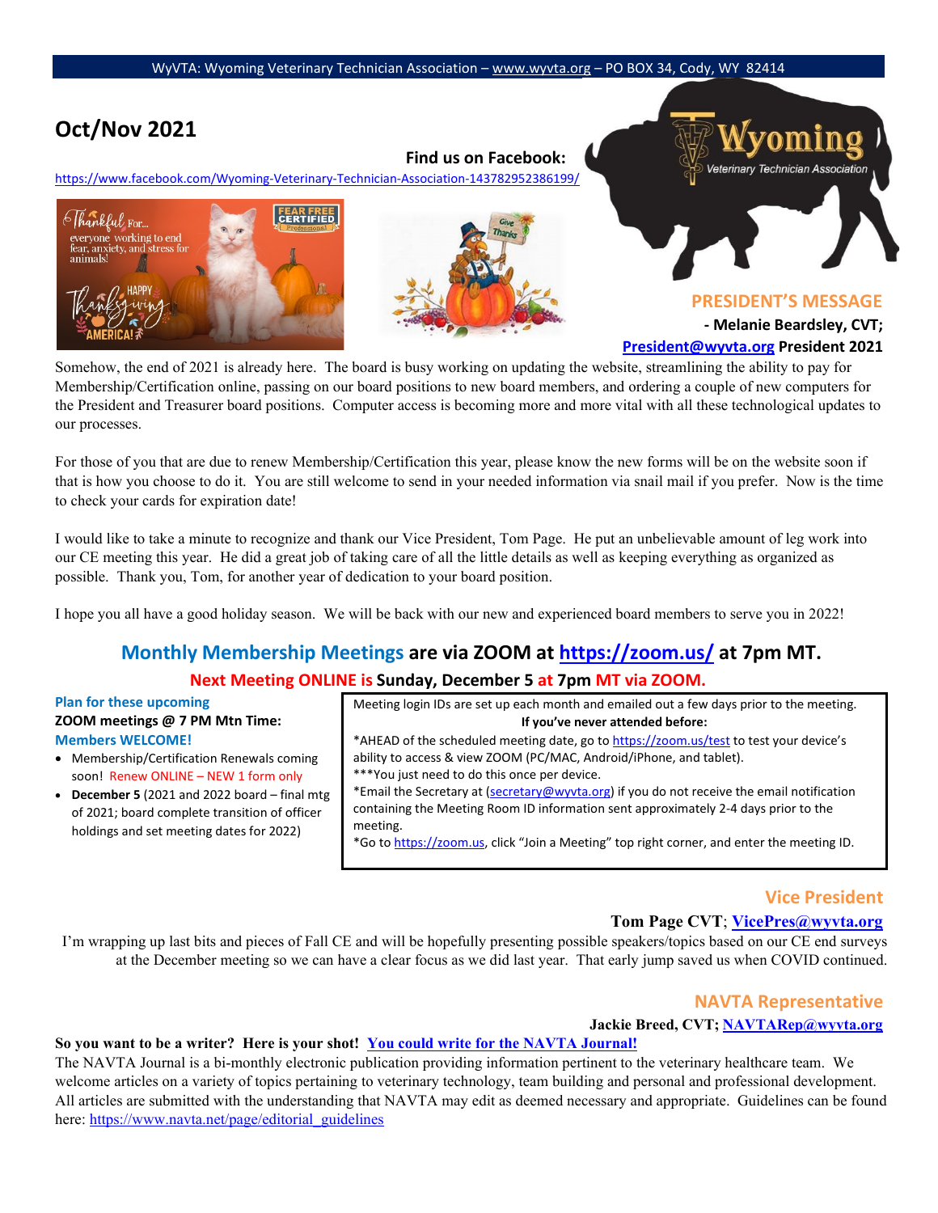WyVTA: Wyoming Veterinary Technician Association – www.wyvta.org – PO BOX 34, Cody, WY 82414

# Oct/Nov 2021

**Find us on Facebook:**
https://www.facebook.com/Wyoming-Veterinary-Technician-Association-143782952386199/

## PRESIDENT'S MESSAGE

**- Melanie Beardsley, CVT;**
**President@wyvta.org President 2021**

Somehow, the end of 2021 is already here. The board is busy working on updating the website, streamlining the ability to pay for Membership/Certification online, passing on our board positions to new board members, and ordering a couple of new computers for the President and Treasurer board positions. Computer access is becoming more and more vital with all these technological updates to our processes.

For those of you that are due to renew Membership/Certification this year, please know the new forms will be on the website soon if that is how you choose to do it. You are still welcome to send in your needed information via snail mail if you prefer. Now is the time to check your cards for expiration date!

I would like to take a minute to recognize and thank our Vice President, Tom Page. He put an unbelievable amount of leg work into our CE meeting this year. He did a great job of taking care of all the little details as well as keeping everything as organized as possible. Thank you, Tom, for another year of dedication to your board position.

I hope you all have a good holiday season. We will be back with our new and experienced board members to serve you in 2022!

## Monthly Membership Meetings are via ZOOM at https://zoom.us/ at 7pm MT.

### Next Meeting ONLINE is Sunday, December 5 at 7pm MT via ZOOM.

**Plan for these upcoming ZOOM meetings @ 7 PM Mtn Time:**
**Members WELCOME!**

- Membership/Certification Renewals coming soon! Renew ONLINE – NEW 1 form only
- **December 5** (2021 and 2022 board – final mtg of 2021; board complete transition of officer holdings and set meeting dates for 2022)

Meeting login IDs are set up each month and emailed out a few days prior to the meeting.

**If you've never attended before:**

*AHEAD of the scheduled meeting date, go to https://zoom.us/test to test your device's ability to access & view ZOOM (PC/MAC, Android/iPhone, and tablet).
***You just need to do this once per device.
*Email the Secretary at (secretary@wyvta.org) if you do not receive the email notification containing the Meeting Room ID information sent approximately 2-4 days prior to the meeting.
*Go to https://zoom.us, click "Join a Meeting" top right corner, and enter the meeting ID.

## Vice President

**Tom Page CVT; VicePres@wyvta.org**

I'm wrapping up last bits and pieces of Fall CE and will be hopefully presenting possible speakers/topics based on our CE end surveys at the December meeting so we can have a clear focus as we did last year. That early jump saved us when COVID continued.

## NAVTA Representative

**Jackie Breed, CVT; NAVTARep@wyvta.org**

**So you want to be a writer? Here is your shot! You could write for the NAVTA Journal!**
The NAVTA Journal is a bi-monthly electronic publication providing information pertinent to the veterinary healthcare team. We welcome articles on a variety of topics pertaining to veterinary technology, team building and personal and professional development. All articles are submitted with the understanding that NAVTA may edit as deemed necessary and appropriate. Guidelines can be found here: https://www.navta.net/page/editorial_guidelines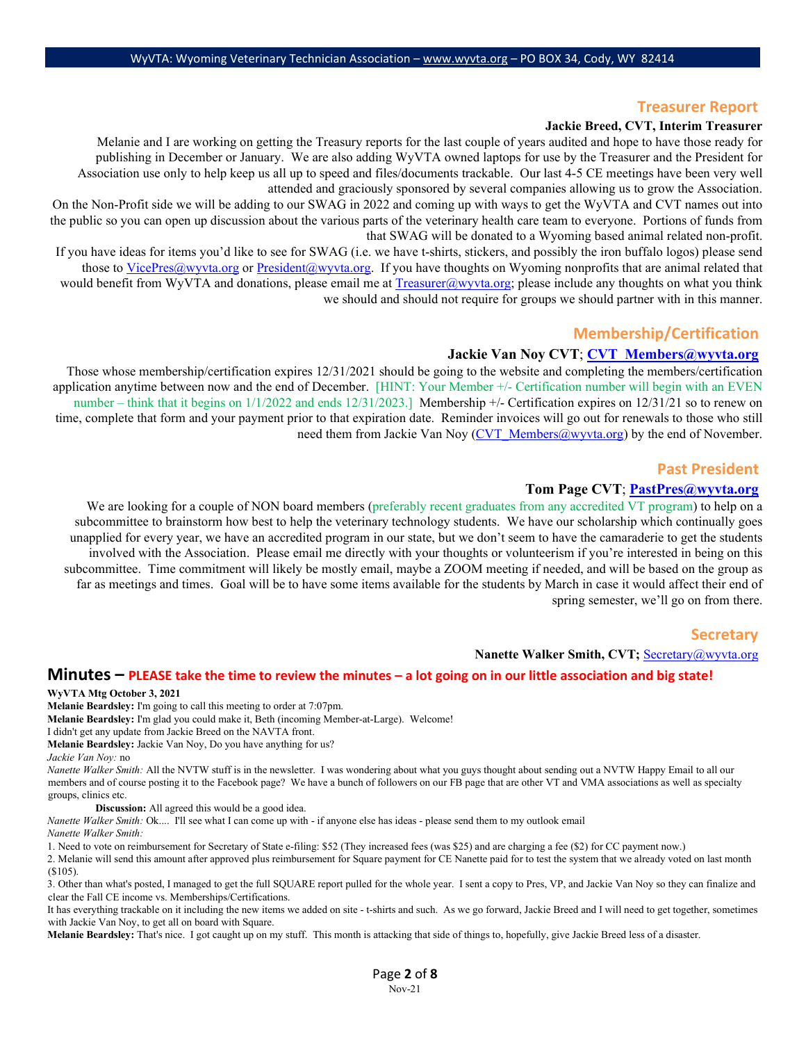## Treasurer Report

**Jackie Breed, CVT, Interim Treasurer**

Melanie and I are working on getting the Treasury reports for the last couple of years audited and hope to have those ready for publishing in December or January. We are also adding WyVTA owned laptops for use by the Treasurer and the President for Association use only to help keep us all up to speed and files/documents trackable. Our last 4-5 CE meetings have been very well attended and graciously sponsored by several companies allowing us to grow the Association.

On the Non-Profit side we will be adding to our SWAG in 2022 and coming up with ways to get the WyVTA and CVT names out into the public so you can open up discussion about the various parts of the veterinary health care team to everyone. Portions of funds from that SWAG will be donated to a Wyoming based animal related non-profit.

If you have ideas for items you'd like to see for SWAG (i.e. we have t-shirts, stickers, and possibly the iron buffalo logos) please send those to VicePres@wyvta.org or President@wyvta.org. If you have thoughts on Wyoming nonprofits that are animal related that would benefit from WyVTA and donations, please email me at Treasurer@wyvta.org; please include any thoughts on what you think we should and should not require for groups we should partner with in this manner.

## Membership/Certification

**Jackie Van Noy CVT; CVT_Members@wyvta.org**

Those whose membership/certification expires 12/31/2021 should be going to the website and completing the members/certification application anytime between now and the end of December. [HINT: Your Member +/- Certification number will begin with an EVEN number – think that it begins on 1/1/2022 and ends 12/31/2023.] Membership +/- Certification expires on 12/31/21 so to renew on time, complete that form and your payment prior to that expiration date. Reminder invoices will go out for renewals to those who still need them from Jackie Van Noy (CVT_Members@wyvta.org) by the end of November.

## Past President

**Tom Page CVT; PastPres@wyvta.org**

We are looking for a couple of NON board members (preferably recent graduates from any accredited VT program) to help on a subcommittee to brainstorm how best to help the veterinary technology students. We have our scholarship which continually goes unapplied for every year, we have an accredited program in our state, but we don't seem to have the camaraderie to get the students involved with the Association. Please email me directly with your thoughts or volunteerism if you're interested in being on this subcommittee. Time commitment will likely be mostly email, maybe a ZOOM meeting if needed, and will be based on the group as far as meetings and times. Goal will be to have some items available for the students by March in case it would affect their end of spring semester, we'll go on from there.

## Secretary

**Nanette Walker Smith, CVT;** Secretary@wyvta.org

## Minutes – PLEASE take the time to review the minutes – a lot going on in our little association and big state!

**WyVTA Mtg October 3, 2021**

**Melanie Beardsley:** I'm going to call this meeting to order at 7:07pm.

**Melanie Beardsley:** I'm glad you could make it, Beth (incoming Member-at-Large). Welcome!

I didn't get any update from Jackie Breed on the NAVTA front.

**Melanie Beardsley:** Jackie Van Noy, Do you have anything for us?

*Jackie Van Noy:* no

*Nanette Walker Smith:* All the NVTW stuff is in the newsletter. I was wondering about what you guys thought about sending out a NVTW Happy Email to all our members and of course posting it to the Facebook page? We have a bunch of followers on our FB page that are other VT and VMA associations as well as specialty groups, clinics etc.

**Discussion:** All agreed this would be a good idea.

*Nanette Walker Smith:* Ok.... I'll see what I can come up with - if anyone else has ideas - please send them to my outlook email

*Nanette Walker Smith:*

1. Need to vote on reimbursement for Secretary of State e-filing: $52 (They increased fees (was $25) and are charging a fee ($2) for CC payment now.)
2. Melanie will send this amount after approved plus reimbursement for Square payment for CE Nanette paid for to test the system that we already voted on last month ($105).
3. Other than what's posted, I managed to get the full SQUARE report pulled for the whole year. I sent a copy to Pres, VP, and Jackie Van Noy so they can finalize and clear the Fall CE income vs. Memberships/Certifications.

It has everything trackable on it including the new items we added on site - t-shirts and such. As we go forward, Jackie Breed and I will need to get together, sometimes with Jackie Van Noy, to get all on board with Square.

**Melanie Beardsley:** That's nice. I got caught up on my stuff. This month is attacking that side of things to, hopefully, give Jackie Breed less of a disaster.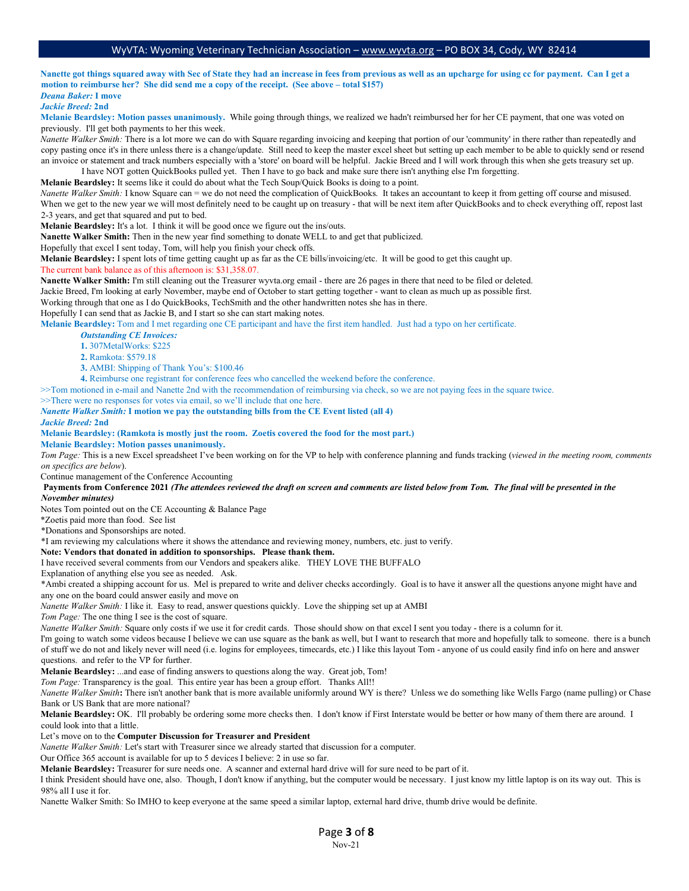**Nanette got things squared away with Sec of State they had an increase in fees from previous as well as an upcharge for using cc for payment. Can I get a motion to reimburse her? She did send me a copy of the receipt. (See above – total $157)**

***Deana Baker:*** **I move**

***Jackie Breed:*** **2nd**

**Melanie Beardsley: Motion passes unanimously.** While going through things, we realized we hadn't reimbursed her for her CE payment, that one was voted on previously. I'll get both payments to her this week.

*Nanette Walker Smith:* There is a lot more we can do with Square regarding invoicing and keeping that portion of our 'community' in there rather than repeatedly and copy pasting once it's in there unless there is a change/update. Still need to keep the master excel sheet but setting up each member to be able to quickly send or resend an invoice or statement and track numbers especially with a 'store' on board will be helpful. Jackie Breed and I will work through this when she gets treasury set up.

I have NOT gotten QuickBooks pulled yet. Then I have to go back and make sure there isn't anything else I'm forgetting.

**Melanie Beardsley:** It seems like it could do about what the Tech Soup/Quick Books is doing to a point.

*Nanette Walker Smith:* I know Square can = we do not need the complication of QuickBooks. It takes an accountant to keep it from getting off course and misused. When we get to the new year we will most definitely need to be caught up on treasury - that will be next item after QuickBooks and to check everything off, repost last 2-3 years, and get that squared and put to bed.

**Melanie Beardsley:** It's a lot. I think it will be good once we figure out the ins/outs.

**Nanette Walker Smith:** Then in the new year find something to donate WELL to and get that publicized.

Hopefully that excel I sent today, Tom, will help you finish your check offs.

**Melanie Beardsley:** I spent lots of time getting caught up as far as the CE bills/invoicing/etc. It will be good to get this caught up.

The current bank balance as of this afternoon is: $31,358.07.

**Nanette Walker Smith:** I'm still cleaning out the Treasurer wyvta.org email - there are 26 pages in there that need to be filed or deleted.

Jackie Breed, I'm looking at early November, maybe end of October to start getting together - want to clean as much up as possible first.

Working through that one as I do QuickBooks, TechSmith and the other handwritten notes she has in there.

Hopefully I can send that as Jackie B, and I start so she can start making notes.

**Melanie Beardsley:** Tom and I met regarding one CE participant and have the first item handled. Just had a typo on her certificate.

***Outstanding CE Invoices:***

1. 307MetalWorks: $225
2. Ramkota: $579.18
3. AMBI: Shipping of Thank You's: $100.46
4. Reimburse one registrant for conference fees who cancelled the weekend before the conference.

>>Tom motioned in e-mail and Nanette 2nd with the recommendation of reimbursing via check, so we are not paying fees in the square twice.

>>There were no responses for votes via email, so we'll include that one here.

***Nanette Walker Smith:*** **I motion we pay the outstanding bills from the CE Event listed (all 4)**

***Jackie Breed:*** **2nd**

**Melanie Beardsley: (Ramkota is mostly just the room. Zoetis covered the food for the most part.)**

**Melanie Beardsley: Motion passes unanimously.**

*Tom Page:* This is a new Excel spreadsheet I've been working on for the VP to help with conference planning and funds tracking (*viewed in the meeting room, comments on specifics are below*).

Continue management of the Conference Accounting

**Payments from Conference 2021** ***(The attendees reviewed the draft on screen and comments are listed below from Tom. The final will be presented in the November minutes)***

Notes Tom pointed out on the CE Accounting & Balance Page

*Zoetis paid more than food. See list

*Donations and Sponsorships are noted.

*I am reviewing my calculations where it shows the attendance and reviewing money, numbers, etc. just to verify.

**Note: Vendors that donated in addition to sponsorships. Please thank them.**

I have received several comments from our Vendors and speakers alike. THEY LOVE THE BUFFALO

Explanation of anything else you see as needed. Ask.

*Ambi created a shipping account for us. Mel is prepared to write and deliver checks accordingly. Goal is to have it answer all the questions anyone might have and any one on the board could answer easily and move on

*Nanette Walker Smith:* I like it. Easy to read, answer questions quickly. Love the shipping set up at AMBI

*Tom Page:* The one thing I see is the cost of square.

*Nanette Walker Smith:* Square only costs if we use it for credit cards. Those should show on that excel I sent you today - there is a column for it.

I'm going to watch some videos because I believe we can use square as the bank as well, but I want to research that more and hopefully talk to someone. there is a bunch of stuff we do not and likely never will need (i.e. logins for employees, timecards, etc.) I like this layout Tom - anyone of us could easily find info on here and answer questions. and refer to the VP for further.

**Melanie Beardsley:** ...and ease of finding answers to questions along the way. Great job, Tom!

*Tom Page:* Transparency is the goal. This entire year has been a group effort. Thanks All!!

*Nanette Walker Smith***:** There isn't another bank that is more available uniformly around WY is there? Unless we do something like Wells Fargo (name pulling) or Chase Bank or US Bank that are more national?

**Melanie Beardsley:** OK. I'll probably be ordering some more checks then. I don't know if First Interstate would be better or how many of them there are around. I could look into that a little.

Let's move on to the **Computer Discussion for Treasurer and President**

*Nanette Walker Smith:* Let's start with Treasurer since we already started that discussion for a computer.

Our Office 365 account is available for up to 5 devices I believe: 2 in use so far.

**Melanie Beardsley:** Treasurer for sure needs one. A scanner and external hard drive will for sure need to be part of it.

I think President should have one, also. Though, I don't know if anything, but the computer would be necessary. I just know my little laptop is on its way out. This is 98% all I use it for.

Nanette Walker Smith: So IMHO to keep everyone at the same speed a similar laptop, external hard drive, thumb drive would be definite.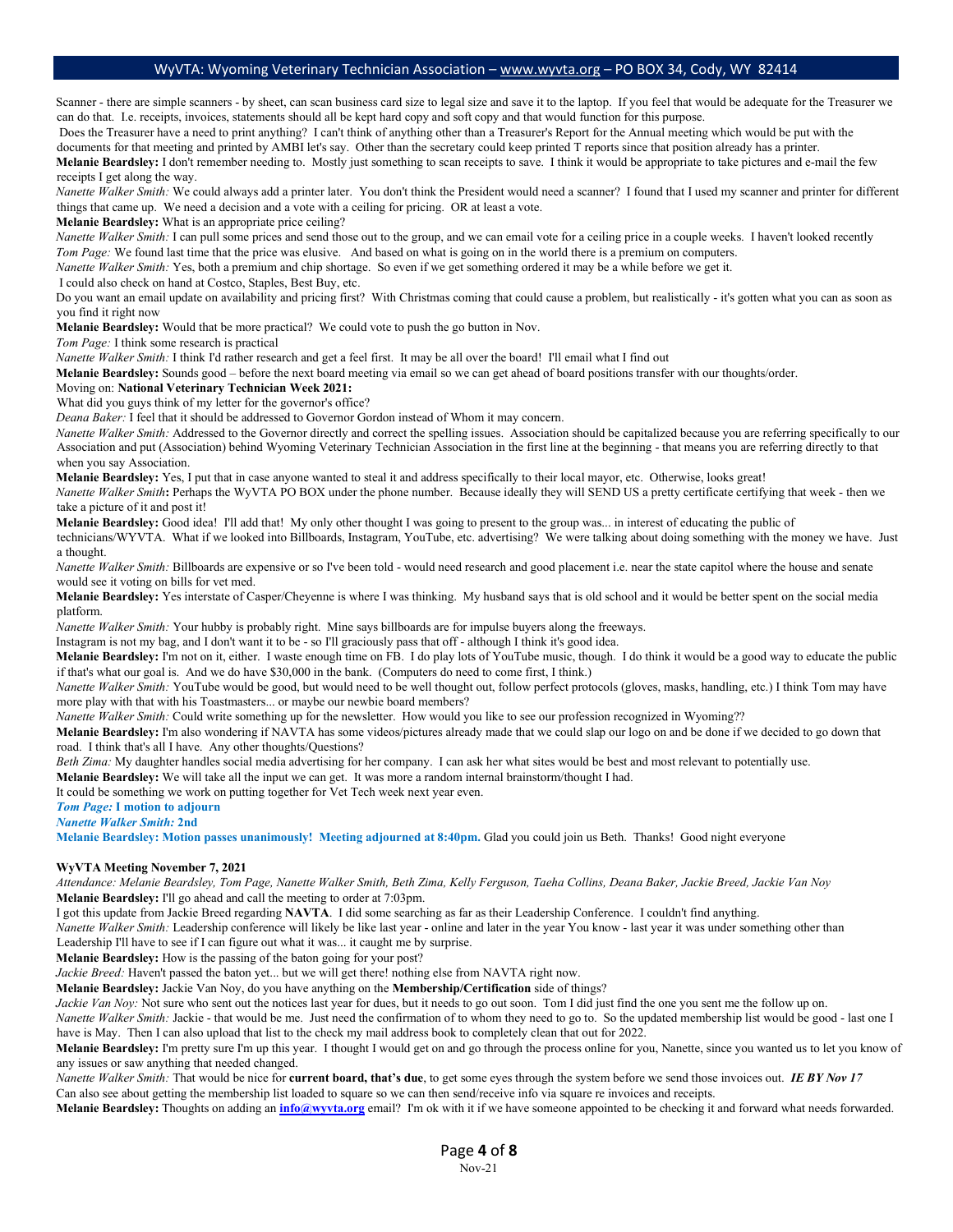Scanner - there are simple scanners - by sheet, can scan business card size to legal size and save it to the laptop. If you feel that would be adequate for the Treasurer we can do that. I.e. receipts, invoices, statements should all be kept hard copy and soft copy and that would function for this purpose.

Does the Treasurer have a need to print anything? I can't think of anything other than a Treasurer's Report for the Annual meeting which would be put with the documents for that meeting and printed by AMBI let's say. Other than the secretary could keep printed T reports since that position already has a printer.

**Melanie Beardsley:** I don't remember needing to. Mostly just something to scan receipts to save. I think it would be appropriate to take pictures and e-mail the few receipts I get along the way.

*Nanette Walker Smith:* We could always add a printer later. You don't think the President would need a scanner? I found that I used my scanner and printer for different things that came up. We need a decision and a vote with a ceiling for pricing. OR at least a vote.

**Melanie Beardsley:** What is an appropriate price ceiling?

*Nanette Walker Smith:* I can pull some prices and send those out to the group, and we can email vote for a ceiling price in a couple weeks. I haven't looked recently

*Tom Page:* We found last time that the price was elusive. And based on what is going on in the world there is a premium on computers.

*Nanette Walker Smith:* Yes, both a premium and chip shortage. So even if we get something ordered it may be a while before we get it.

I could also check on hand at Costco, Staples, Best Buy, etc.

Do you want an email update on availability and pricing first? With Christmas coming that could cause a problem, but realistically - it's gotten what you can as soon as you find it right now

**Melanie Beardsley:** Would that be more practical? We could vote to push the go button in Nov.

*Tom Page:* I think some research is practical

*Nanette Walker Smith:* I think I'd rather research and get a feel first. It may be all over the board! I'll email what I find out

**Melanie Beardsley:** Sounds good – before the next board meeting via email so we can get ahead of board positions transfer with our thoughts/order.

Moving on: **National Veterinary Technician Week 2021:**

What did you guys think of my letter for the governor's office?

*Deana Baker:* I feel that it should be addressed to Governor Gordon instead of Whom it may concern.

*Nanette Walker Smith:* Addressed to the Governor directly and correct the spelling issues. Association should be capitalized because you are referring specifically to our Association and put (Association) behind Wyoming Veterinary Technician Association in the first line at the beginning - that means you are referring directly to that when you say Association.

**Melanie Beardsley:** Yes, I put that in case anyone wanted to steal it and address specifically to their local mayor, etc. Otherwise, looks great!

*Nanette Walker Smith***:** Perhaps the WyVTA PO BOX under the phone number. Because ideally they will SEND US a pretty certificate certifying that week - then we take a picture of it and post it!

**Melanie Beardsley:** Good idea! I'll add that! My only other thought I was going to present to the group was... in interest of educating the public of technicians/WYVTA. What if we looked into Billboards, Instagram, YouTube, etc. advertising? We were talking about doing something with the money we have. Just a thought.

*Nanette Walker Smith:* Billboards are expensive or so I've been told - would need research and good placement i.e. near the state capitol where the house and senate would see it voting on bills for vet med.

**Melanie Beardsley:** Yes interstate of Casper/Cheyenne is where I was thinking. My husband says that is old school and it would be better spent on the social media platform.

*Nanette Walker Smith:* Your hubby is probably right. Mine says billboards are for impulse buyers along the freeways.

Instagram is not my bag, and I don't want it to be - so I'll graciously pass that off - although I think it's good idea.

**Melanie Beardsley:** I'm not on it, either. I waste enough time on FB. I do play lots of YouTube music, though. I do think it would be a good way to educate the public if that's what our goal is. And we do have $30,000 in the bank. (Computers do need to come first, I think.)

*Nanette Walker Smith:* YouTube would be good, but would need to be well thought out, follow perfect protocols (gloves, masks, handling, etc.) I think Tom may have more play with that with his Toastmasters... or maybe our newbie board members?

*Nanette Walker Smith:* Could write something up for the newsletter. How would you like to see our profession recognized in Wyoming??

**Melanie Beardsley:** I'm also wondering if NAVTA has some videos/pictures already made that we could slap our logo on and be done if we decided to go down that road. I think that's all I have. Any other thoughts/Questions?

*Beth Zima:* My daughter handles social media advertising for her company. I can ask her what sites would be best and most relevant to potentially use.

**Melanie Beardsley:** We will take all the input we can get. It was more a random internal brainstorm/thought I had.

It could be something we work on putting together for Vet Tech week next year even.

***Tom Page:* I motion to adjourn**

***Nanette Walker Smith:* 2nd**

**Melanie Beardsley: Motion passes unanimously! Meeting adjourned at 8:40pm.** Glad you could join us Beth. Thanks! Good night everyone

**WyVTA Meeting November 7, 2021**

*Attendance: Melanie Beardsley, Tom Page, Nanette Walker Smith, Beth Zima, Kelly Ferguson, Taeha Collins, Deana Baker, Jackie Breed, Jackie Van Noy*

**Melanie Beardsley:** I'll go ahead and call the meeting to order at 7:03pm.

I got this update from Jackie Breed regarding **NAVTA**. I did some searching as far as their Leadership Conference. I couldn't find anything.

*Nanette Walker Smith:* Leadership conference will likely be like last year - online and later in the year You know - last year it was under something other than Leadership I'll have to see if I can figure out what it was... it caught me by surprise.

**Melanie Beardsley:** How is the passing of the baton going for your post?

*Jackie Breed:* Haven't passed the baton yet... but we will get there! nothing else from NAVTA right now.

**Melanie Beardsley:** Jackie Van Noy, do you have anything on the **Membership/Certification** side of things?

*Jackie Van Noy:* Not sure who sent out the notices last year for dues, but it needs to go out soon. Tom I did just find the one you sent me the follow up on.

*Nanette Walker Smith:* Jackie - that would be me. Just need the confirmation of to whom they need to go to. So the updated membership list would be good - last one I have is May. Then I can also upload that list to the check my mail address book to completely clean that out for 2022.

**Melanie Beardsley:** I'm pretty sure I'm up this year. I thought I would get on and go through the process online for you, Nanette, since you wanted us to let you know of any issues or saw anything that needed changed.

*Nanette Walker Smith:* That would be nice for **current board, that's due**, to get some eyes through the system before we send those invoices out. ***IE BY Nov 17***

Can also see about getting the membership list loaded to square so we can then send/receive info via square re invoices and receipts.

**Melanie Beardsley:** Thoughts on adding an **info@wyvta.org** email? I'm ok with it if we have someone appointed to be checking it and forward what needs forwarded.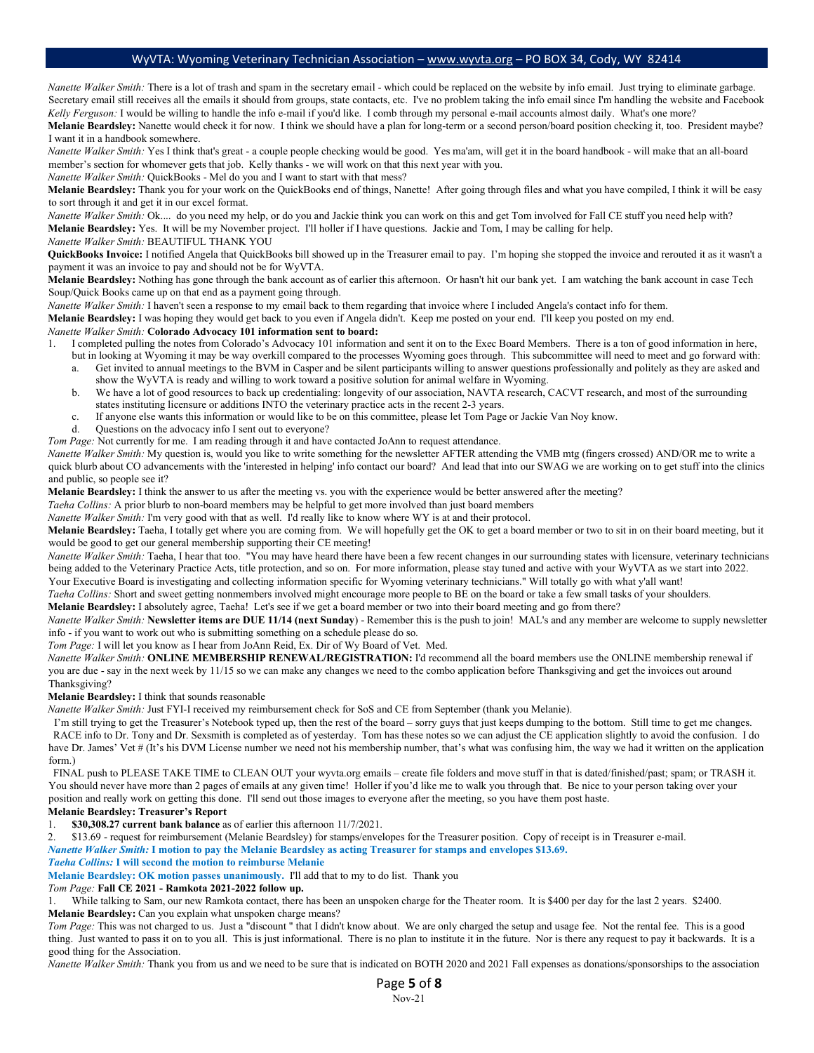*Nanette Walker Smith:* There is a lot of trash and spam in the secretary email - which could be replaced on the website by info email. Just trying to eliminate garbage. Secretary email still receives all the emails it should from groups, state contacts, etc. I've no problem taking the info email since I'm handling the website and Facebook

*Kelly Ferguson:* I would be willing to handle the info e-mail if you'd like. I comb through my personal e-mail accounts almost daily. What's one more?

**Melanie Beardsley:** Nanette would check it for now. I think we should have a plan for long-term or a second person/board position checking it, too. President maybe? I want it in a handbook somewhere.

*Nanette Walker Smith:* Yes I think that's great - a couple people checking would be good. Yes ma'am, will get it in the board handbook - will make that an all-board member's section for whomever gets that job. Kelly thanks - we will work on that this next year with you.

*Nanette Walker Smith:* QuickBooks - Mel do you and I want to start with that mess?

**Melanie Beardsley:** Thank you for your work on the QuickBooks end of things, Nanette! After going through files and what you have compiled, I think it will be easy to sort through it and get it in our excel format.

*Nanette Walker Smith:* Ok.... do you need my help, or do you and Jackie think you can work on this and get Tom involved for Fall CE stuff you need help with?

**Melanie Beardsley:** Yes. It will be my November project. I'll holler if I have questions. Jackie and Tom, I may be calling for help.

*Nanette Walker Smith:* BEAUTIFUL THANK YOU

**QuickBooks Invoice:** I notified Angela that QuickBooks bill showed up in the Treasurer email to pay. I'm hoping she stopped the invoice and rerouted it as it wasn't a payment it was an invoice to pay and should not be for WyVTA.

**Melanie Beardsley:** Nothing has gone through the bank account as of earlier this afternoon. Or hasn't hit our bank yet. I am watching the bank account in case Tech Soup/Quick Books came up on that end as a payment going through.

*Nanette Walker Smith:* I haven't seen a response to my email back to them regarding that invoice where I included Angela's contact info for them.

**Melanie Beardsley:** I was hoping they would get back to you even if Angela didn't. Keep me posted on your end. I'll keep you posted on my end.

*Nanette Walker Smith:* **Colorado Advocacy 101 information sent to board:**

1. I completed pulling the notes from Colorado's Advocacy 101 information and sent it on to the Exec Board Members. There is a ton of good information in here, but in looking at Wyoming it may be way overkill compared to the processes Wyoming goes through. This subcommittee will need to meet and go forward with:
    a. Get invited to annual meetings to the BVM in Casper and be silent participants willing to answer questions professionally and politely as they are asked and show the WyVTA is ready and willing to work toward a positive solution for animal welfare in Wyoming.
    b. We have a lot of good resources to back up credentialing: longevity of our association, NAVTA research, CACVT research, and most of the surrounding states instituting licensure or additions INTO the veterinary practice acts in the recent 2-3 years.
    c. If anyone else wants this information or would like to be on this committee, please let Tom Page or Jackie Van Noy know.
    d. Questions on the advocacy info I sent out to everyone?

*Tom Page:* Not currently for me. I am reading through it and have contacted JoAnn to request attendance.

*Nanette Walker Smith:* My question is, would you like to write something for the newsletter AFTER attending the VMB mtg (fingers crossed) AND/OR me to write a quick blurb about CO advancements with the 'interested in helping' info contact our board? And lead that into our SWAG we are working on to get stuff into the clinics and public, so people see it?

**Melanie Beardsley:** I think the answer to us after the meeting vs. you with the experience would be better answered after the meeting?

*Taeha Collins:* A prior blurb to non-board members may be helpful to get more involved than just board members

*Nanette Walker Smith:* I'm very good with that as well. I'd really like to know where WY is at and their protocol.

**Melanie Beardsley:** Taeha, I totally get where you are coming from. We will hopefully get the OK to get a board member or two to sit in on their board meeting, but it would be good to get our general membership supporting their CE meeting!

*Nanette Walker Smith:* Taeha, I hear that too. "You may have heard there have been a few recent changes in our surrounding states with licensure, veterinary technicians being added to the Veterinary Practice Acts, title protection, and so on. For more information, please stay tuned and active with your WyVTA as we start into 2022. Your Executive Board is investigating and collecting information specific for Wyoming veterinary technicians." Will totally go with what y'all want!

*Taeha Collins:* Short and sweet getting nonmembers involved might encourage more people to BE on the board or take a few small tasks of your shoulders.

**Melanie Beardsley:** I absolutely agree, Taeha! Let's see if we get a board member or two into their board meeting and go from there?

*Nanette Walker Smith:* **Newsletter items are DUE 11/14 (next Sunday**) - Remember this is the push to join! MAL's and any member are welcome to supply newsletter info - if you want to work out who is submitting something on a schedule please do so.

*Tom Page:* I will let you know as I hear from JoAnn Reid, Ex. Dir of Wy Board of Vet. Med.

*Nanette Walker Smith:* **ONLINE MEMBERSHIP RENEWAL/REGISTRATION:** I'd recommend all the board members use the ONLINE membership renewal if you are due - say in the next week by 11/15 so we can make any changes we need to the combo application before Thanksgiving and get the invoices out around Thanksgiving?

**Melanie Beardsley:** I think that sounds reasonable

*Nanette Walker Smith:* Just FYI-I received my reimbursement check for SoS and CE from September (thank you Melanie).

I'm still trying to get the Treasurer's Notebook typed up, then the rest of the board – sorry guys that just keeps dumping to the bottom. Still time to get me changes.

RACE info to Dr. Tony and Dr. Sexsmith is completed as of yesterday. Tom has these notes so we can adjust the CE application slightly to avoid the confusion. I do have Dr. James' Vet # (It's his DVM License number we need not his membership number, that's what was confusing him, the way we had it written on the application form.)

FINAL push to PLEASE TAKE TIME to CLEAN OUT your wyvta.org emails – create file folders and move stuff in that is dated/finished/past; spam; or TRASH it. You should never have more than 2 pages of emails at any given time! Holler if you'd like me to walk you through that. Be nice to your person taking over your position and really work on getting this done. I'll send out those images to everyone after the meeting, so you have them post haste.

**Melanie Beardsley: Treasurer's Report**

1. **$30,308.27 current bank balance** as of earlier this afternoon 11/7/2021.
2. $13.69 - request for reimbursement (Melanie Beardsley) for stamps/envelopes for the Treasurer position. Copy of receipt is in Treasurer e-mail.

***Nanette Walker Smith:* I motion to pay the Melanie Beardsley as acting Treasurer for stamps and envelopes $13.69.**

***Taeha Collins:* I will second the motion to reimburse Melanie**

**Melanie Beardsley: OK motion passes unanimously.** I'll add that to my to do list. Thank you

*Tom Page:* **Fall CE 2021 - Ramkota 2021-2022 follow up.**

1. While talking to Sam, our new Ramkota contact, there has been an unspoken charge for the Theater room. It is $400 per day for the last 2 years. $2400.

**Melanie Beardsley:** Can you explain what unspoken charge means?

*Tom Page:* This was not charged to us. Just a "discount " that I didn't know about. We are only charged the setup and usage fee. Not the rental fee. This is a good thing. Just wanted to pass it on to you all. This is just informational. There is no plan to institute it in the future. Nor is there any request to pay it backwards. It is a good thing for the Association.

*Nanette Walker Smith:* Thank you from us and we need to be sure that is indicated on BOTH 2020 and 2021 Fall expenses as donations/sponsorships to the association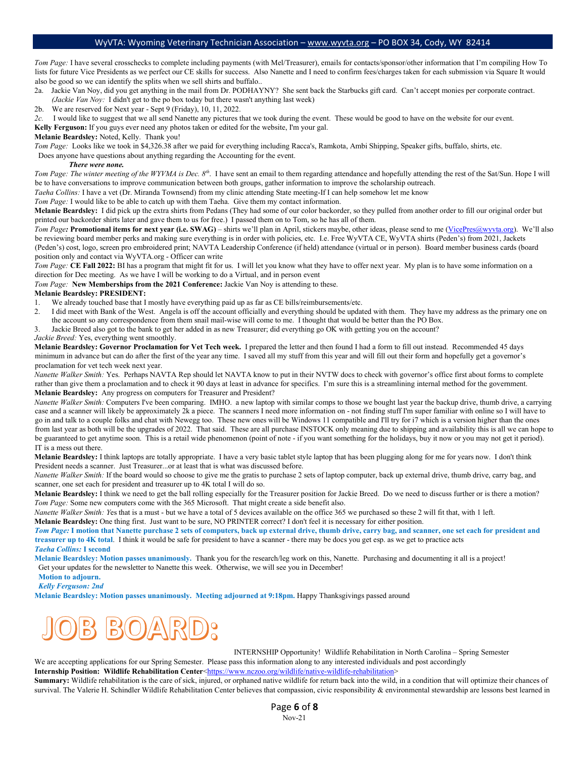*Tom Page:* I have several crosschecks to complete including payments (with Mel/Treasurer), emails for contacts/sponsor/other information that I'm compiling How To lists for future Vice Presidents as we perfect our CE skills for success. Also Nanette and I need to confirm fees/charges taken for each submission via Square It would also be good so we can identify the splits when we sell shirts and buffalo..

2a. Jackie Van Noy, did you get anything in the mail from Dr. PODHAYNY? She sent back the Starbucks gift card. Can't accept monies per corporate contract. *(Jackie Van Noy:* I didn't get to the po box today but there wasn't anything last week)

2b. We are reserved for Next year - Sept 9 (Friday), 10, 11, 2022.

*2c.* I would like to suggest that we all send Nanette any pictures that we took during the event. These would be good to have on the website for our event.

**Kelly Ferguson:** If you guys ever need any photos taken or edited for the website, I'm your gal.

**Melanie Beardsley:** Noted, Kelly. Thank you!

*Tom Page:* Looks like we took in $4,326.38 after we paid for everything including Racca's, Ramkota, Ambi Shipping, Speaker gifts, buffalo, shirts, etc. Does anyone have questions about anything regarding the Accounting for the event.

***There were none.***

*Tom Page: The winter meeting of the WYVMA is Dec. 8th.* I have sent an email to them regarding attendance and hopefully attending the rest of the Sat/Sun. Hope I will be to have conversations to improve communication between both groups, gather information to improve the scholarship outreach.

*Taeha Collins:* I have a vet (Dr. Miranda Townsend) from my clinic attending State meeting-If I can help somehow let me know

*Tom Page:* I would like to be able to catch up with them Taeha. Give them my contact information.

**Melanie Beardsley:** I did pick up the extra shirts from Pedans (They had some of our color backorder, so they pulled from another order to fill our original order but printed our backorder shirts later and gave them to us for free.) I passed them on to Tom, so he has all of them.

*Tom Page:* **Promotional items for next year (i.e. SWAG)** – shirts we'll plan in April, stickers maybe, other ideas, please send to me (VicePres@wyvta.org). We'll also be reviewing board member perks and making sure everything is in order with policies, etc. I.e. Free WyVTA CE, WyVTA shirts (Peden's) from 2021, Jackets (Peden's) cost, logo, screen pro embroidered print; NAVTA Leadership Conference (if held) attendance (virtual or in person). Board member business cards (board position only and contact via WyVTA.org - Officer can write

*Tom Page:* **CE Fall 2022:** BI has a program that might fit for us. I will let you know what they have to offer next year. My plan is to have some information on a direction for Dec meeting. As we have I will be working to do a Virtual, and in person event

*Tom Page:* **New Memberships from the 2021 Conference:** Jackie Van Noy is attending to these.

**Melanie Beardsley: PRESIDENT:**

1. We already touched base that I mostly have everything paid up as far as CE bills/reimbursements/etc.
2. I did meet with Bank of the West. Angela is off the account officially and everything should be updated with them. They have my address as the primary one on the account so any correspondence from them snail mail-wise will come to me. I thought that would be better than the PO Box.
3. Jackie Breed also got to the bank to get her added in as new Treasurer; did everything go OK with getting you on the account?

*Jackie Breed:* Yes, everything went smoothly.

**Melanie Beardsley: Governor Proclamation for Vet Tech week.** I prepared the letter and then found I had a form to fill out instead. Recommended 45 days minimum in advance but can do after the first of the year any time. I saved all my stuff from this year and will fill out their form and hopefully get a governor's proclamation for vet tech week next year.

*Nanette Walker Smith:* Yes. Perhaps NAVTA Rep should let NAVTA know to put in their NVTW docs to check with governor's office first about forms to complete rather than give them a proclamation and to check it 90 days at least in advance for specifics. I'm sure this is a streamlining internal method for the government.

**Melanie Beardsley:** Any progress on computers for Treasurer and President?

*Nanette Walker Smith:* Computers I've been comparing. IMHO. a new laptop with similar comps to those we bought last year the backup drive, thumb drive, a carrying case and a scanner will likely be approximately 2k a piece. The scanners I need more information on - not finding stuff I'm super familiar with online so I will have to go in and talk to a couple folks and chat with Newegg too. These new ones will be Windows 11 compatible and I'll try for i7 which is a version higher than the ones from last year as both will be the upgrades of 2022. That said. These are all purchase INSTOCK only meaning due to shipping and availability this is all we can hope to be guaranteed to get anytime soon. This is a retail wide phenomenon (point of note - if you want something for the holidays, buy it now or you may not get it period). IT is a mess out there.

**Melanie Beardsley:** I think laptops are totally appropriate. I have a very basic tablet style laptop that has been plugging along for me for years now. I don't think President needs a scanner. Just Treasurer...or at least that is what was discussed before.

*Nanette Walker Smith:* If the board would so choose to give me the gratis to purchase 2 sets of laptop computer, back up external drive, thumb drive, carry bag, and scanner, one set each for president and treasurer up to 4K total I will do so.

**Melanie Beardsley:** I think we need to get the ball rolling especially for the Treasurer position for Jackie Breed. Do we need to discuss further or is there a motion?

*Tom Page:* Some new computers come with the 365 Microsoft. That might create a side benefit also.

*Nanette Walker Smith: Y*es that is a must - but we have a total of 5 devices available on the office 365 we purchased so these 2 will fit that, with 1 left.

**Melanie Beardsley:** One thing first. Just want to be sure, NO PRINTER correct? I don't feel it is necessary for either position.

***Tom Page:* I motion that Nanette purchase 2 sets of computers, back up external drive, thumb drive, carry bag, and scanner, one set each for president and treasurer up to 4K total.** I think it would be safe for president to have a scanner - there may be docs you get esp. as we get to practice acts

***Taeha Collins:* I second**

**Melanie Beardsley: Motion passes unanimously.** Thank you for the research/leg work on this, Nanette. Purchasing and documenting it all is a project! Get your updates for the newsletter to Nanette this week. Otherwise, we will see you in December!

**Motion to adjourn.**

***Kelly Ferguson: 2nd***

**Melanie Beardsley: Motion passes unanimously. Meeting adjourned at 9:18pm.** Happy Thanksgivings passed around

# JOB BOARD:

INTERNSHIP Opportunity! Wildlife Rehabilitation in North Carolina – Spring Semester

We are accepting applications for our Spring Semester. Please pass this information along to any interested individuals and post accordingly

**Internship Position: Wildlife Rehabilitation Center**<https://www.nczoo.org/wildlife/native-wildlife-rehabilitation>

**Summary:** Wildlife rehabilitation is the care of sick, injured, or orphaned native wildlife for return back into the wild, in a condition that will optimize their chances of survival. The Valerie H. Schindler Wildlife Rehabilitation Center believes that compassion, civic responsibility & environmental stewardship are lessons best learned in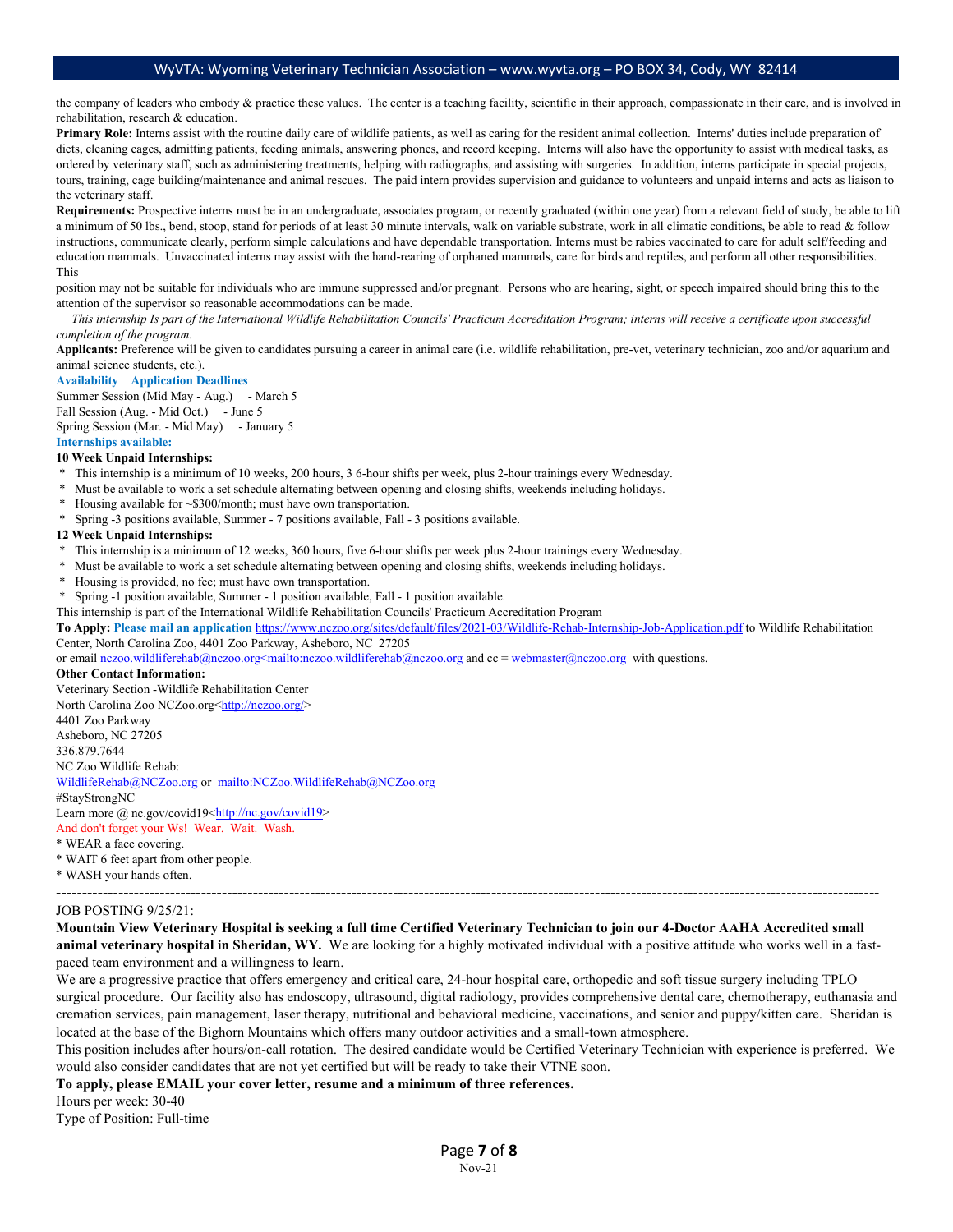the company of leaders who embody & practice these values. The center is a teaching facility, scientific in their approach, compassionate in their care, and is involved in rehabilitation, research & education.

**Primary Role:** Interns assist with the routine daily care of wildlife patients, as well as caring for the resident animal collection. Interns' duties include preparation of diets, cleaning cages, admitting patients, feeding animals, answering phones, and record keeping. Interns will also have the opportunity to assist with medical tasks, as ordered by veterinary staff, such as administering treatments, helping with radiographs, and assisting with surgeries. In addition, interns participate in special projects, tours, training, cage building/maintenance and animal rescues. The paid intern provides supervision and guidance to volunteers and unpaid interns and acts as liaison to the veterinary staff.

**Requirements:** Prospective interns must be in an undergraduate, associates program, or recently graduated (within one year) from a relevant field of study, be able to lift a minimum of 50 lbs., bend, stoop, stand for periods of at least 30 minute intervals, walk on variable substrate, work in all climatic conditions, be able to read & follow instructions, communicate clearly, perform simple calculations and have dependable transportation. Interns must be rabies vaccinated to care for adult self/feeding and education mammals. Unvaccinated interns may assist with the hand-rearing of orphaned mammals, care for birds and reptiles, and perform all other responsibilities. This

position may not be suitable for individuals who are immune suppressed and/or pregnant. Persons who are hearing, sight, or speech impaired should bring this to the attention of the supervisor so reasonable accommodations can be made.

*This internship Is part of the International Wildlife Rehabilitation Councils' Practicum Accreditation Program; interns will receive a certificate upon successful completion of the program.*

**Applicants:** Preference will be given to candidates pursuing a career in animal care (i.e. wildlife rehabilitation, pre-vet, veterinary technician, zoo and/or aquarium and animal science students, etc.).

**Availability Application Deadlines**

Summer Session (Mid May - Aug.) - March 5
Fall Session (Aug. - Mid Oct.) - June 5
Spring Session (Mar. - Mid May) - January 5

**Internships available:**

**10 Week Unpaid Internships:**

* This internship is a minimum of 10 weeks, 200 hours, 3 6-hour shifts per week, plus 2-hour trainings every Wednesday.
* Must be available to work a set schedule alternating between opening and closing shifts, weekends including holidays.
* Housing available for ~$300/month; must have own transportation.
* Spring -3 positions available, Summer - 7 positions available, Fall - 3 positions available.

**12 Week Unpaid Internships:**

* This internship is a minimum of 12 weeks, 360 hours, five 6-hour shifts per week plus 2-hour trainings every Wednesday.
* Must be available to work a set schedule alternating between opening and closing shifts, weekends including holidays.
* Housing is provided, no fee; must have own transportation.
* Spring -1 position available, Summer - 1 position available, Fall - 1 position available.

This internship is part of the International Wildlife Rehabilitation Councils' Practicum Accreditation Program

**To Apply: Please mail an application** https://www.nczoo.org/sites/default/files/2021-03/Wildlife-Rehab-Internship-Job-Application.pdf to Wildlife Rehabilitation Center, North Carolina Zoo, 4401 Zoo Parkway, Asheboro, NC 27205
or email nczoo.wildliferehab@nczoo.org<mailto:nczoo.wildliferehab@nczoo.org and cc = webmaster@nczoo.org with questions.

**Other Contact Information:**

Veterinary Section -Wildlife Rehabilitation Center
North Carolina Zoo NCZoo.org<http://nczoo.org/>
4401 Zoo Parkway
Asheboro, NC 27205
336.879.7644
NC Zoo Wildlife Rehab:
WildlifeRehab@NCZoo.org or mailto:NCZoo.WildlifeRehab@NCZoo.org
#StayStrongNC
Learn more @ nc.gov/covid19<http://nc.gov/covid19>
And don't forget your Ws! Wear. Wait. Wash.

* WEAR a face covering.
* WAIT 6 feet apart from other people.
* WASH your hands often.

---

JOB POSTING 9/25/21:

**Mountain View Veterinary Hospital is seeking a full time Certified Veterinary Technician to join our 4-Doctor AAHA Accredited small animal veterinary hospital in Sheridan, WY.** We are looking for a highly motivated individual with a positive attitude who works well in a fast-paced team environment and a willingness to learn.

We are a progressive practice that offers emergency and critical care, 24-hour hospital care, orthopedic and soft tissue surgery including TPLO surgical procedure. Our facility also has endoscopy, ultrasound, digital radiology, provides comprehensive dental care, chemotherapy, euthanasia and cremation services, pain management, laser therapy, nutritional and behavioral medicine, vaccinations, and senior and puppy/kitten care. Sheridan is located at the base of the Bighorn Mountains which offers many outdoor activities and a small-town atmosphere.

This position includes after hours/on-call rotation. The desired candidate would be Certified Veterinary Technician with experience is preferred. We would also consider candidates that are not yet certified but will be ready to take their VTNE soon.

**To apply, please EMAIL your cover letter, resume and a minimum of three references.**

Hours per week: 30-40
Type of Position: Full-time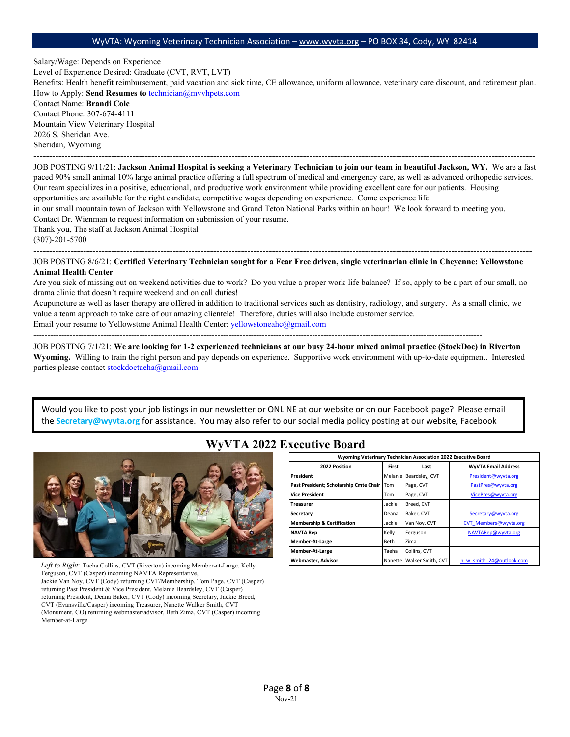Salary/Wage: Depends on Experience
Level of Experience Desired: Graduate (CVT, RVT, LVT)
Benefits: Health benefit reimbursement, paid vacation and sick time, CE allowance, uniform allowance, veterinary care discount, and retirement plan.
How to Apply: **Send Resumes to** technician@mvvhpets.com
Contact Name: **Brandi Cole**
Contact Phone: 307-674-4111
Mountain View Veterinary Hospital
2026 S. Sheridan Ave.
Sheridan, Wyoming

---

JOB POSTING 9/11/21: **Jackson Animal Hospital is seeking a Veterinary Technician to join our team in beautiful Jackson, WY.** We are a fast paced 90% small animal 10% large animal practice offering a full spectrum of medical and emergency care, as well as advanced orthopedic services. Our team specializes in a positive, educational, and productive work environment while providing excellent care for our patients. Housing opportunities are available for the right candidate, competitive wages depending on experience. Come experience life in our small mountain town of Jackson with Yellowstone and Grand Teton National Parks within an hour! We look forward to meeting you. Contact Dr. Wienman to request information on submission of your resume.
Thank you, The staff at Jackson Animal Hospital
(307)-201-5700

---

JOB POSTING 8/6/21: **Certified Veterinary Technician sought for a Fear Free driven, single veterinarian clinic in Cheyenne: Yellowstone Animal Health Center**
Are you sick of missing out on weekend activities due to work? Do you value a proper work-life balance? If so, apply to be a part of our small, no drama clinic that doesn't require weekend and on call duties!
Acupuncture as well as laser therapy are offered in addition to traditional services such as dentistry, radiology, and surgery. As a small clinic, we value a team approach to take care of our amazing clientele! Therefore, duties will also include customer service.
Email your resume to Yellowstone Animal Health Center: yellowstoneahc@gmail.com

---

JOB POSTING 7/1/21: **We are looking for 1-2 experienced technicians at our busy 24-hour mixed animal practice (StockDoc) in Riverton Wyoming.** Willing to train the right person and pay depends on experience. Supportive work environment with up-to-date equipment. Interested parties please contact stockdoctaeha@gmail.com

---

Would you like to post your job listings in our newsletter or ONLINE at our website or on our Facebook page? Please email the **Secretary@wyvta.org** for assistance. You may also refer to our social media policy posting at our website, Facebook

## WyVTA 2022 Executive Board

*Left to Right:* Taeha Collins, CVT (Riverton) incoming Member-at-Large, Kelly Ferguson, CVT (Casper) incoming NAVTA Representative, Jackie Van Noy, CVT (Cody) returning CVT/Membership, Tom Page, CVT (Casper) returning Past President & Vice President, Melanie Beardsley, CVT (Casper) returning President, Deana Baker, CVT (Cody) incoming Secretary, Jackie Breed, CVT (Evansville/Casper) incoming Treasurer, Nanette Walker Smith, CVT (Monument, CO) returning webmaster/advisor, Beth Zima, CVT (Casper) incoming Member-at-Large

**Wyoming Veterinary Technician Association 2022 Executive Board**

| 2022 Position | First | Last | WyVTA Email Address |
|---|---|---|---|
| **President** | Melanie | Beardsley, CVT | President@wyvta.org |
| **Past President; Scholarship Cmte Chair** | Tom | Page, CVT | PastPres@wyvta.org |
| **Vice President** | Tom | Page, CVT | VicePres@wyvta.org |
| **Treasurer** | Jackie | Breed, CVT | |
| **Secretary** | Deana | Baker, CVT | Secretary@wyvta.org |
| **Membership & Certification** | Jackie | Van Noy, CVT | CVT_Members@wyvta.org |
| **NAVTA Rep** | Kelly | Ferguson | NAVTARep@wyvta.org |
| **Member-At-Large** | Beth | Zima | |
| **Member-At-Large** | Taeha | Collins, CVT | |
| **Webmaster, Advisor** | Nanette | Walker Smith, CVT | n_w_smith_24@outlook.com |